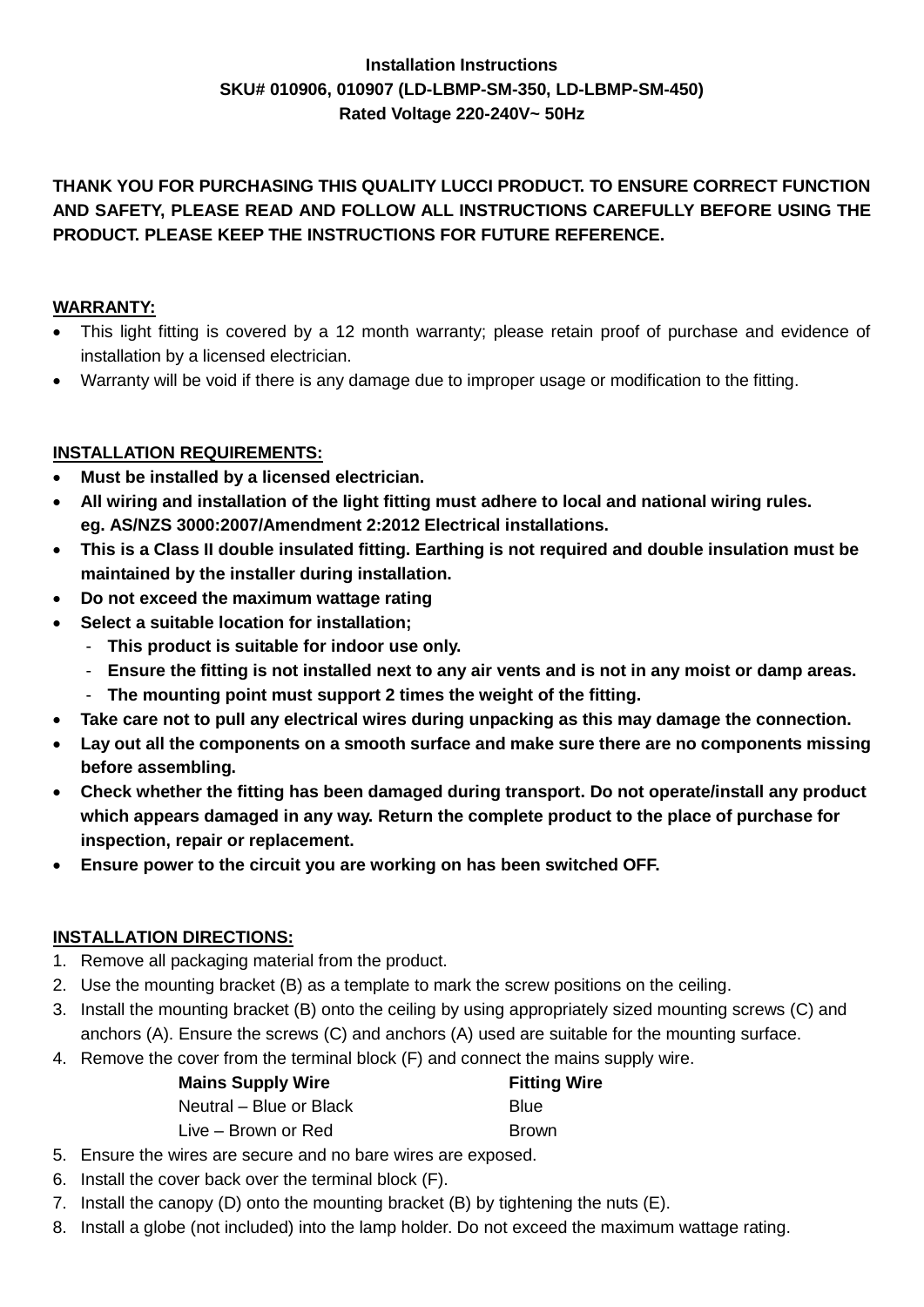**Installation Instructions**
**SKU# 010906, 010907 (LD-LBMP-SM-350, LD-LBMP-SM-450)**
**Rated Voltage 220-240V~ 50Hz**

**THANK YOU FOR PURCHASING THIS QUALITY LUCCI PRODUCT. TO ENSURE CORRECT FUNCTION AND SAFETY, PLEASE READ AND FOLLOW ALL INSTRUCTIONS CAREFULLY BEFORE USING THE PRODUCT. PLEASE KEEP THE INSTRUCTIONS FOR FUTURE REFERENCE.**

## WARRANTY:

- This light fitting is covered by a 12 month warranty; please retain proof of purchase and evidence of installation by a licensed electrician.
- Warranty will be void if there is any damage due to improper usage or modification to the fitting.

## INSTALLATION REQUIREMENTS:

- **Must be installed by a licensed electrician.**
- **All wiring and installation of the light fitting must adhere to local and national wiring rules. eg. AS/NZS 3000:2007/Amendment 2:2012 Electrical installations.**
- **This is a Class II double insulated fitting. Earthing is not required and double insulation must be maintained by the installer during installation.**
- **Do not exceed the maximum wattage rating**
- **Select a suitable location for installation;**
  - **This product is suitable for indoor use only.**
  - **Ensure the fitting is not installed next to any air vents and is not in any moist or damp areas.**
  - **The mounting point must support 2 times the weight of the fitting.**
- **Take care not to pull any electrical wires during unpacking as this may damage the connection.**
- **Lay out all the components on a smooth surface and make sure there are no components missing before assembling.**
- **Check whether the fitting has been damaged during transport. Do not operate/install any product which appears damaged in any way. Return the complete product to the place of purchase for inspection, repair or replacement.**
- **Ensure power to the circuit you are working on has been switched OFF.**

## INSTALLATION DIRECTIONS:

1. Remove all packaging material from the product.
2. Use the mounting bracket (B) as a template to mark the screw positions on the ceiling.
3. Install the mounting bracket (B) onto the ceiling by using appropriately sized mounting screws (C) and anchors (A). Ensure the screws (C) and anchors (A) used are suitable for the mounting surface.
4. Remove the cover from the terminal block (F) and connect the mains supply wire.

| Mains Supply Wire | Fitting Wire |
|---|---|
| Neutral – Blue or Black | Blue |
| Live – Brown or Red | Brown |

5. Ensure the wires are secure and no bare wires are exposed.
6. Install the cover back over the terminal block (F).
7. Install the canopy (D) onto the mounting bracket (B) by tightening the nuts (E).
8. Install a globe (not included) into the lamp holder. Do not exceed the maximum wattage rating.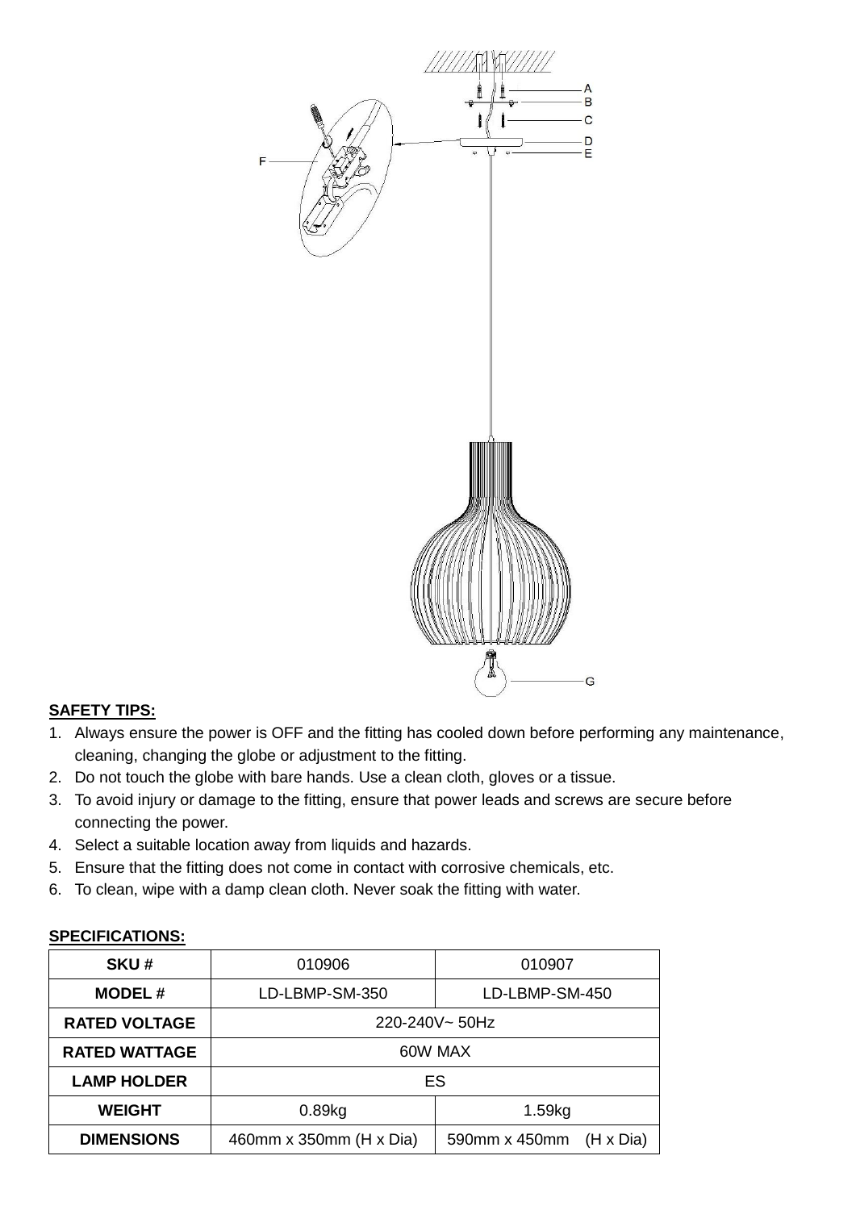A
B
C
D
E
F
G

**SAFETY TIPS:**

1. Always ensure the power is OFF and the fitting has cooled down before performing any maintenance, cleaning, changing the globe or adjustment to the fitting.
2. Do not touch the globe with bare hands. Use a clean cloth, gloves or a tissue.
3. To avoid injury or damage to the fitting, ensure that power leads and screws are secure before connecting the power.
4. Select a suitable location away from liquids and hazards.
5. Ensure that the fitting does not come in contact with corrosive chemicals, etc.
6. To clean, wipe with a damp clean cloth. Never soak the fitting with water.

**SPECIFICATIONS:**

| SKU # | 010906 | 010907 |
|---|---|---|
| **MODEL #** | LD-LBMP-SM-350 | LD-LBMP-SM-450 |
| **RATED VOLTAGE** | 220-240V~ 50Hz | |
| **RATED WATTAGE** | 60W MAX | |
| **LAMP HOLDER** | ES | |
| **WEIGHT** | 0.89kg | 1.59kg |
| **DIMENSIONS** | 460mm x 350mm (H x Dia) | 590mm x 450mm (H x Dia) |